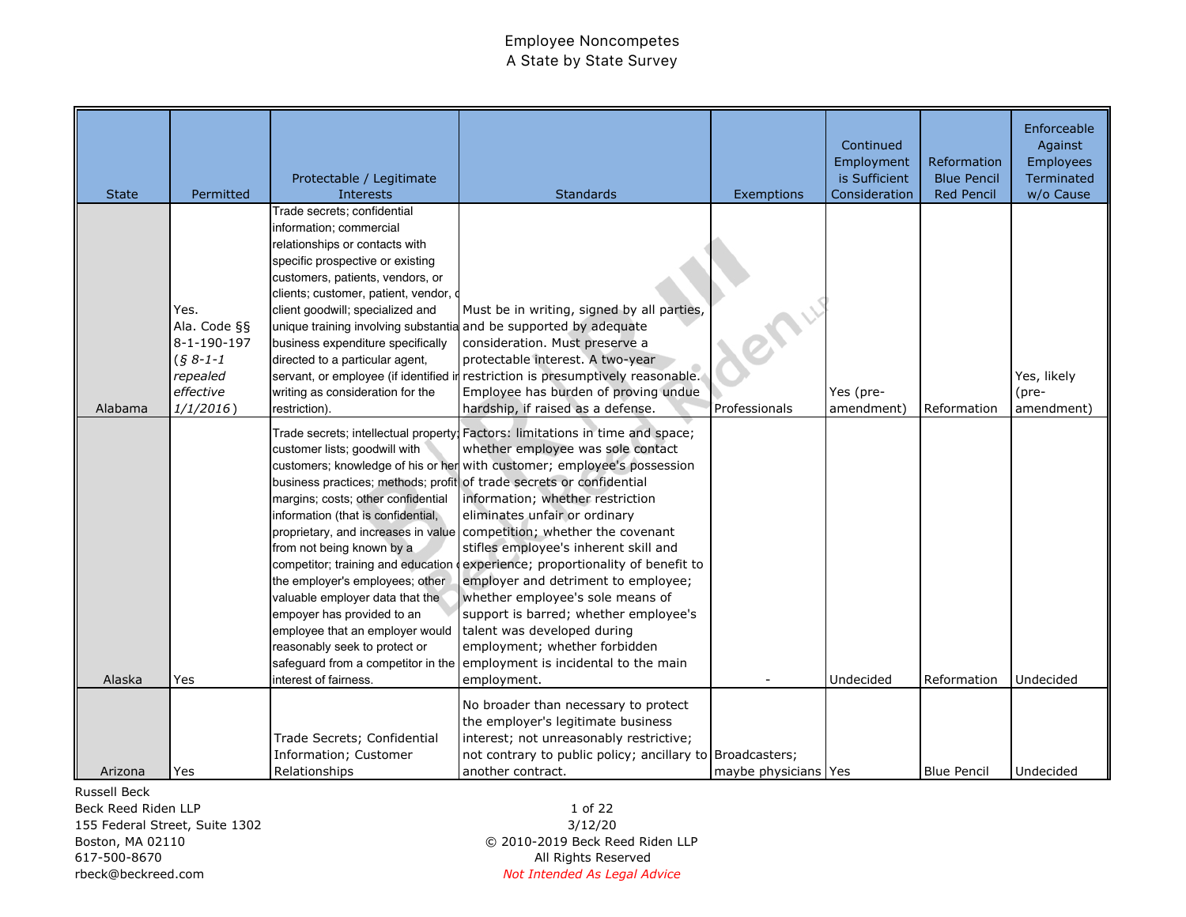# Employee Noncompetes
## A State by State Survey

| State | Permitted | Protectable / Legitimate Interests | Standards | Exemptions | Continued Employment is Sufficient Consideration | Reformation Blue Pencil Red Pencil | Enforceable Against Employees Terminated w/o Cause |
|---|---|---|---|---|---|---|---|
| Alabama | Yes. Ala. Code §§ 8-1-190-197 (*§ 8-1-1 repealed effective 1/1/2016*) | Trade secrets; confidential information; commercial relationships or contacts with specific prospective or existing customers, patients, vendors, or clients; customer, patient, vendor, or client goodwill; specialized and unique training involving substantial business expenditure specifically directed to a particular agent, servant, or employee (if identified in writing as consideration for the restriction). | Must be in writing, signed by all parties, and be supported by adequate consideration. Must preserve a protectable interest. A two-year restriction is presumptively reasonable. Employee has burden of proving undue hardship, if raised as a defense. | Professionals | Yes (pre-amendment) | Reformation | Yes, likely (pre-amendment) |
| Alaska | Yes | Trade secrets; intellectual property; customer lists; goodwill with customers; knowledge of his or her business practices; methods; profit margins; costs; other confidential information (that is confidential, proprietary, and increases in value from not being known by a competitor; training and education of the employer's employees; other valuable employer data that the empoyer has provided to an employee that an employer would reasonably seek to protect or safeguard from a competitor in the interest of fairness. | Factors: limitations in time and space; whether employee was sole contact with customer; employee's possession of trade secrets or confidential information; whether restriction eliminates unfair or ordinary competition; whether the covenant stifles employee's inherent skill and experience; proportionality of benefit to employer and detriment to employee; whether employee's sole means of support is barred; whether employee's talent was developed during employment; whether forbidden employment is incidental to the main employment. | - | Undecided | Reformation | Undecided |
| Arizona | Yes | Trade Secrets; Confidential Information; Customer Relationships | No broader than necessary to protect the employer's legitimate business interest; not unreasonably restrictive; not contrary to public policy; ancillary to another contract. | Broadcasters; maybe physicians | Yes | Blue Pencil | Undecided |

Russell Beck
Beck Reed Riden LLP
155 Federal Street, Suite 1302
Boston, MA 02110
617-500-8670
rbeck@beckreed.com

3/12/20
© 2010-2019 Beck Reed Riden LLP
All Rights Reserved
*Not Intended As Legal Advice*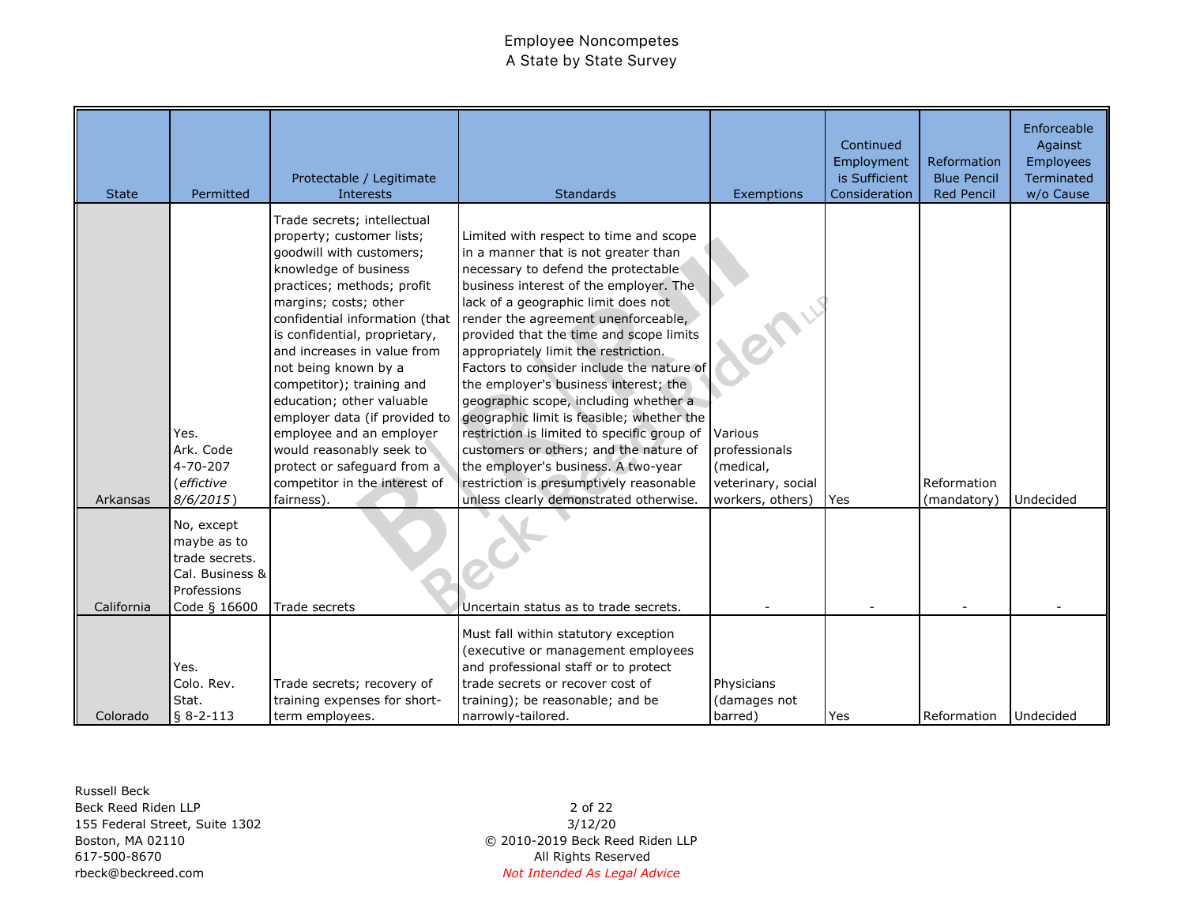| State | Permitted | Protectable / Legitimate Interests | Standards | Exemptions | Continued Employment is Sufficient Consideration | Reformation Blue Pencil Red Pencil | Enforceable Against Employees Terminated w/o Cause |
|---|---|---|---|---|---|---|---|
| Arkansas | Yes. Ark. Code 4-70-207 (*effective 8/6/2015*) | Trade secrets; intellectual property; customer lists; goodwill with customers; knowledge of business practices; methods; profit margins; costs; other confidential information (that is confidential, proprietary, and increases in value from not being known by a competitor); training and education; other valuable employer data (if provided to employee and an employer would reasonably seek to protect or safeguard from a competitor in the interest of fairness). | Limited with respect to time and scope in a manner that is not greater than necessary to defend the protectable business interest of the employer. The lack of a geographic limit does not render the agreement unenforceable, provided that the time and scope limits appropriately limit the restriction. Factors to consider include the nature of the employer's business interest; the geographic scope, including whether a geographic limit is feasible; whether the restriction is limited to specific group of customers or others; and the nature of the employer's business. A two-year restriction is presumptively reasonable unless clearly demonstrated otherwise. | Various professionals (medical, veterinary, social workers, others) | Yes | Reformation (mandatory) | Undecided |
| California | No, except maybe as to trade secrets. Cal. Business & Professions Code § 16600 | Trade secrets | Uncertain status as to trade secrets. | - | - | - | - |
| Colorado | Yes. Colo. Rev. Stat. § 8-2-113 | Trade secrets; recovery of training expenses for short-term employees. | Must fall within statutory exception (executive or management employees and professional staff or to protect trade secrets or recover cost of training); be reasonable; and be narrowly-tailored. | Physicians (damages not barred) | Yes | Reformation | Undecided |

Russell Beck
Beck Reed Riden LLP
155 Federal Street, Suite 1302
Boston, MA 02110
617-500-8670
rbeck@beckreed.com

3/12/20
© 2010-2019 Beck Reed Riden LLP
All Rights Reserved
*Not Intended As Legal Advice*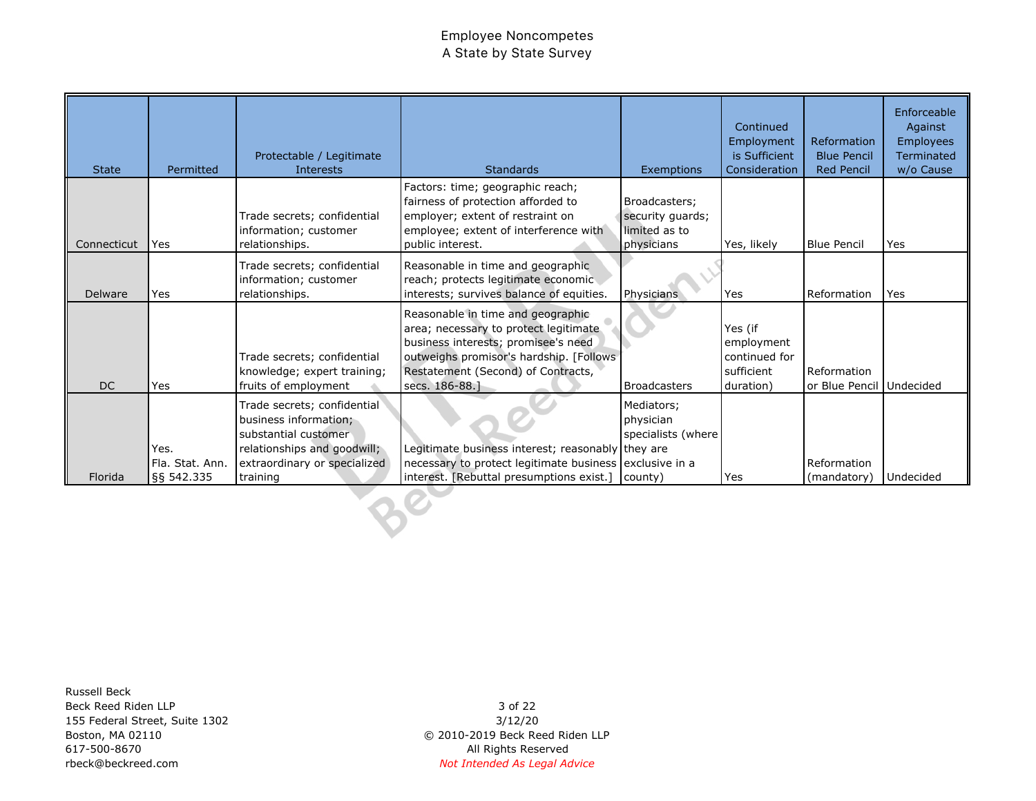| State | Permitted | Protectable / Legitimate Interests | Standards | Exemptions | Continued Employment is Sufficient Consideration | Reformation Blue Pencil Red Pencil | Enforceable Against Employees Terminated w/o Cause |
|---|---|---|---|---|---|---|---|
| Connecticut | Yes | Trade secrets; confidential information; customer relationships. | Factors: time; geographic reach; fairness of protection afforded to employer; extent of restraint on employee; extent of interference with public interest. | Broadcasters; security guards; limited as to physicians | Yes, likely | Blue Pencil | Yes |
| Delware | Yes | Trade secrets; confidential information; customer relationships. | Reasonable in time and geographic reach; protects legitimate economic interests; survives balance of equities. | Physicians | Yes | Reformation | Yes |
| DC | Yes | Trade secrets; confidential knowledge; expert training; fruits of employment | Reasonable in time and geographic area; necessary to protect legitimate business interests; promisee's need outweighs promisor's hardship. [Follows Restatement (Second) of Contracts, secs. 186-88.] | Broadcasters | Yes (if employment continued for sufficient duration) | Reformation or Blue Pencil | Undecided |
| Florida | Yes. Fla. Stat. Ann. §§ 542.335 | Trade secrets; confidential business information; substantial customer relationships and goodwill; extraordinary or specialized training | Legitimate business interest; reasonably necessary to protect legitimate business interest. [Rebuttal presumptions exist.] | Mediators; physician specialists (where they are exclusive in a county) | Yes | Reformation (mandatory) | Undecided |

Russell Beck
Beck Reed Riden LLP
155 Federal Street, Suite 1302
Boston, MA 02110
617-500-8670
rbeck@beckreed.com

3/12/20
© 2010-2019 Beck Reed Riden LLP
All Rights Reserved
*Not Intended As Legal Advice*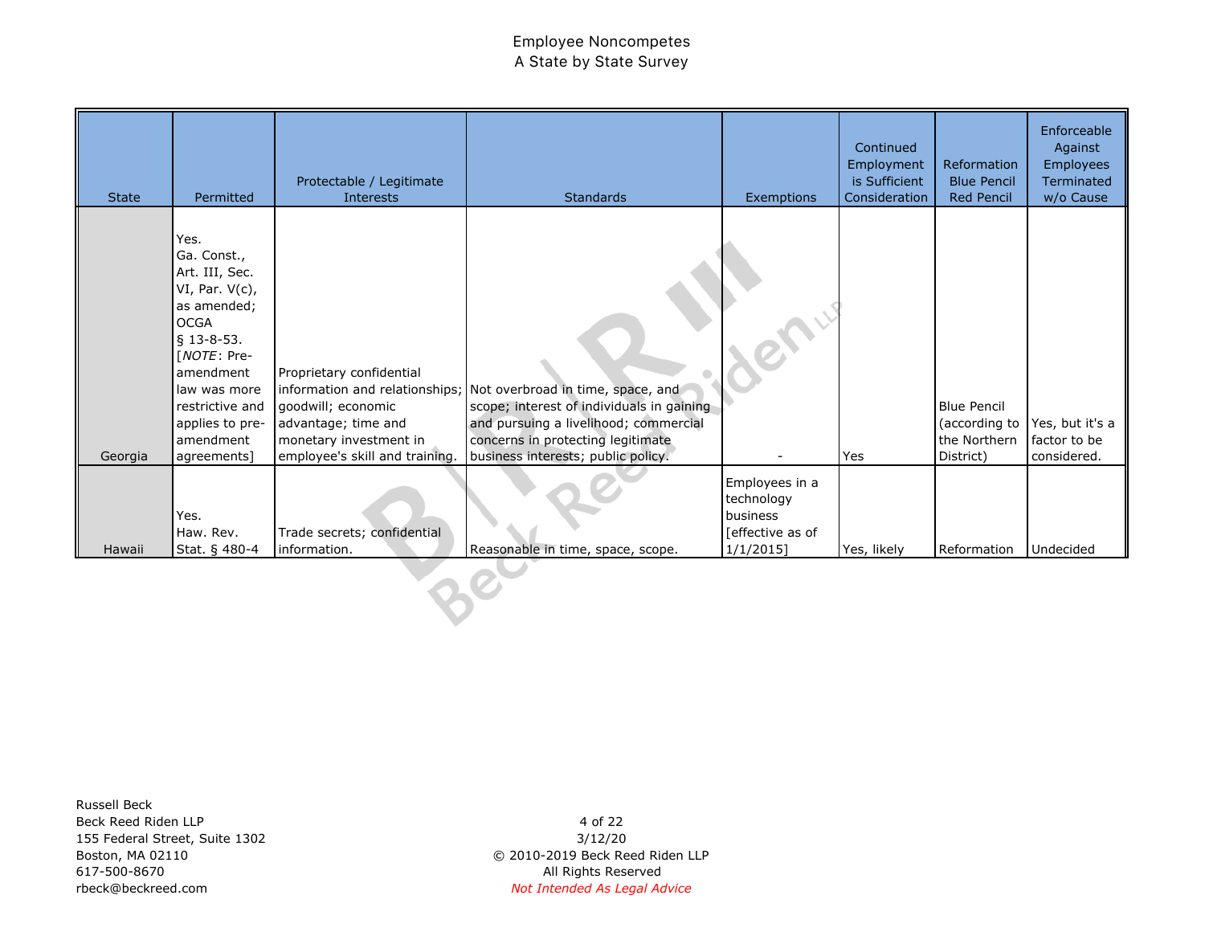| State | Permitted | Protectable / Legitimate Interests | Standards | Exemptions | Continued Employment is Sufficient Consideration | Reformation Blue Pencil Red Pencil | Enforceable Against Employees Terminated w/o Cause |
|---|---|---|---|---|---|---|---|
| Georgia | Yes. Ga. Const., Art. III, Sec. VI, Par. V(c), as amended; OCGA § 13-8-53. [*NOTE*: Pre-amendment law was more restrictive and applies to pre-amendment agreements] | Proprietary confidential information and relationships; goodwill; economic advantage; time and monetary investment in employee's skill and training. | Not overbroad in time, space, and scope; interest of individuals in gaining and pursuing a livelihood; commercial concerns in protecting legitimate business interests; public policy. | - | Yes | Blue Pencil (according to the Northern District) | Yes, but it's a factor to be considered. |
| Hawaii | Yes. Haw. Rev. Stat. § 480-4 | Trade secrets; confidential information. | Reasonable in time, space, scope. | Employees in a technology business [effective as of 1/1/2015] | Yes, likely | Reformation | Undecided |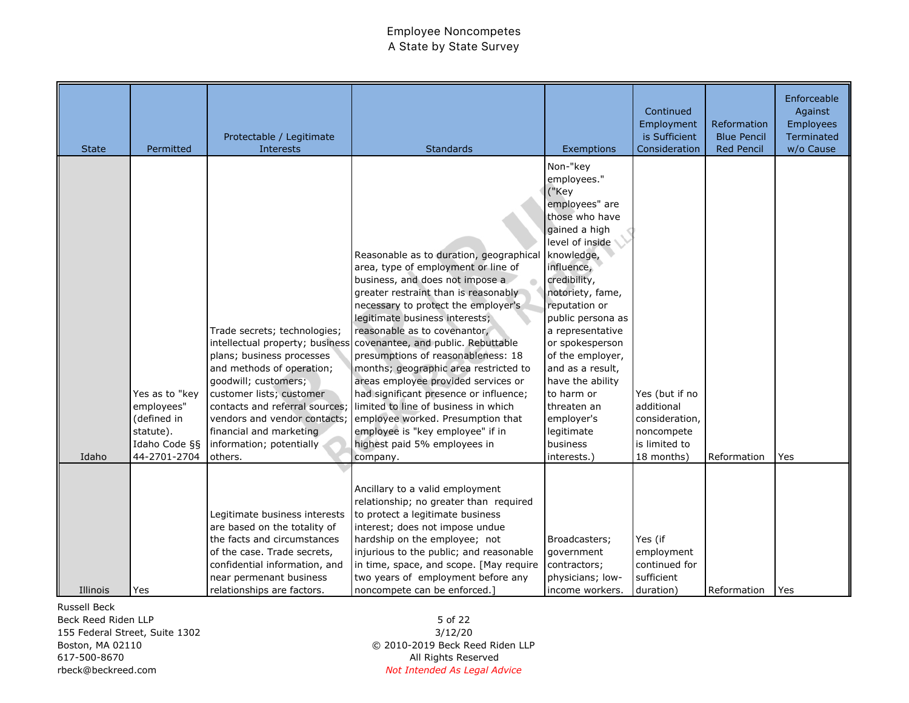| State | Permitted | Protectable / Legitimate Interests | Standards | Exemptions | Continued Employment is Sufficient Consideration | Reformation Blue Pencil Red Pencil | Enforceable Against Employees Terminated w/o Cause |
|---|---|---|---|---|---|---|---|
| Idaho | Yes as to "key employees" (defined in statute). Idaho Code §§ 44-2701-2704 | Trade secrets; technologies; intellectual property; business plans; business processes and methods of operation; goodwill; customers; customer lists; customer contacts and referral sources; vendors and vendor contacts; financial and marketing information; potentially others. | Reasonable as to duration, geographical area, type of employment or line of business, and does not impose a greater restraint than is reasonably necessary to protect the employer's legitimate business interests; reasonable as to covenantor, covenantee, and public. Rebuttable presumptions of reasonableness: 18 months; geographic area restricted to areas employee provided services or had significant presence or influence; limited to line of business in which employee worked. Presumption that employee is "key employee" if in highest paid 5% employees in company. | Non-"key employees." ("Key employees" are those who have gained a high level of inside knowledge, influence, credibility, notoriety, fame, reputation or public persona as a representative or spokesperson of the employer, and as a result, have the ability to harm or threaten an employer's legitimate business interests.) | Yes (but if no additional consideration, noncompete is limited to 18 months) | Reformation | Yes |
| Illinois | Yes | Legitimate business interests are based on the totality of the facts and circumstances of the case. Trade secrets, confidential information, and near permenant business relationships are factors. | Ancillary to a valid employment relationship; no greater than required to protect a legitimate business interest; does not impose undue hardship on the employee; not injurious to the public; and reasonable in time, space, and scope. [May require two years of employment before any noncompete can be enforced.] | Broadcasters; government contractors; physicians; low-income workers. | Yes (if employment continued for sufficient duration) | Reformation | Yes |

Russell Beck
Beck Reed Riden LLP
155 Federal Street, Suite 1302
Boston, MA 02110
617-500-8670
rbeck@beckreed.com

3/12/20
© 2010-2019 Beck Reed Riden LLP
All Rights Reserved
*Not Intended As Legal Advice*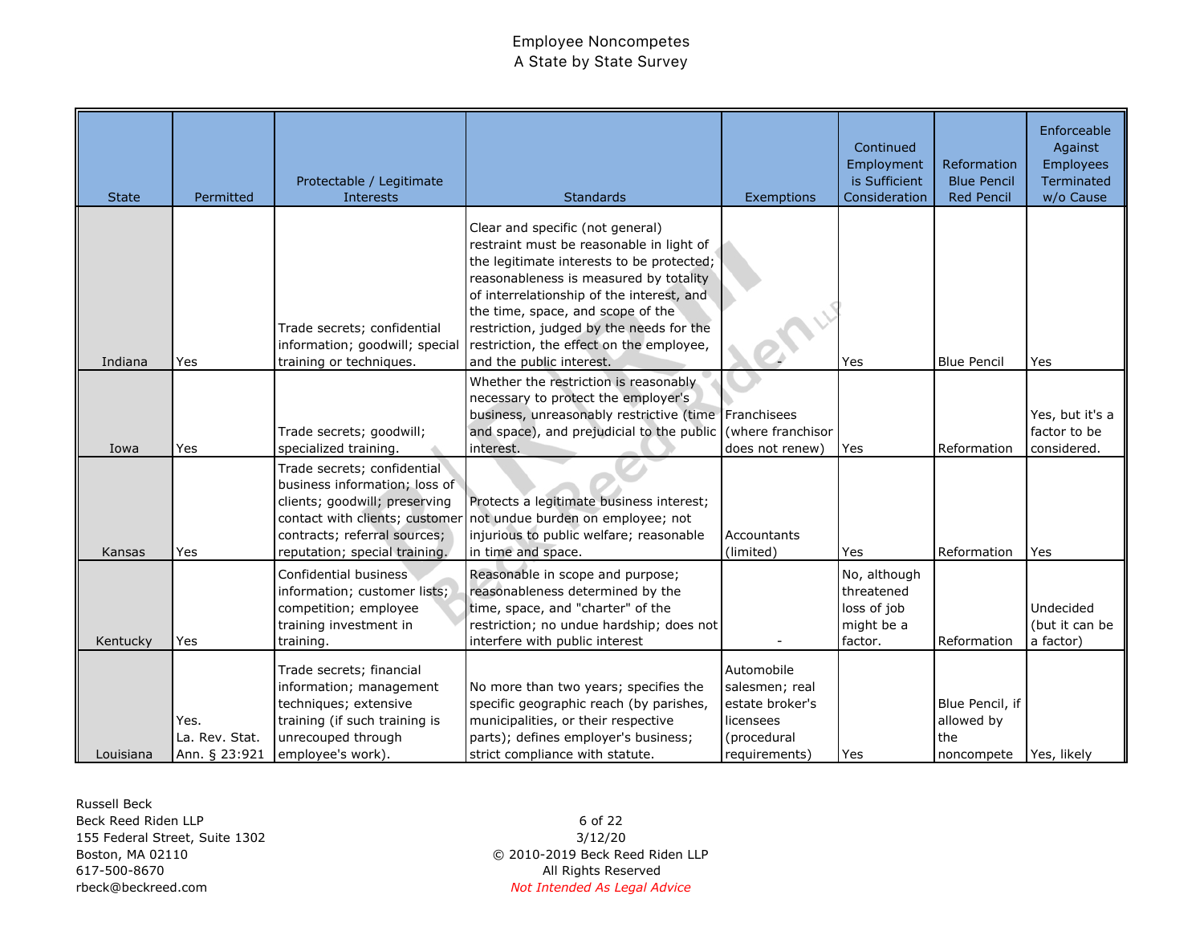| State | Permitted | Protectable / Legitimate Interests | Standards | Exemptions | Continued Employment is Sufficient Consideration | Reformation Blue Pencil Red Pencil | Enforceable Against Employees Terminated w/o Cause |
|---|---|---|---|---|---|---|---|
| Indiana | Yes | Trade secrets; confidential information; goodwill; special training or techniques. | Clear and specific (not general) restraint must be reasonable in light of the legitimate interests to be protected; reasonableness is measured by totality of interrelationship of the interest, and the time, space, and scope of the restriction, judged by the needs for the restriction, the effect on the employee, and the public interest. | - | Yes | Blue Pencil | Yes |
| Iowa | Yes | Trade secrets; goodwill; specialized training. | Whether the restriction is reasonably necessary to protect the employer's business, unreasonably restrictive (time and space), and prejudicial to the public interest. | Franchisees (where franchisor does not renew) | Yes | Reformation | Yes, but it's a factor to be considered. |
| Kansas | Yes | Trade secrets; confidential business information; loss of clients; goodwill; preserving contact with clients; customer contracts; referral sources; reputation; special training. | Protects a legitimate business interest; not undue burden on employee; not injurious to public welfare; reasonable in time and space. | Accountants (limited) | Yes | Reformation | Yes |
| Kentucky | Yes | Confidential business information; customer lists; competition; employee training investment in training. | Reasonable in scope and purpose; reasonableness determined by the time, space, and "charter" of the restriction; no undue hardship; does not interfere with public interest | - | No, although threatened loss of job might be a factor. | Reformation | Undecided (but it can be a factor) |
| Louisiana | Yes. La. Rev. Stat. Ann. § 23:921 | Trade secrets; financial information; management techniques; extensive training (if such training is unrecouped through employee's work). | No more than two years; specifies the specific geographic reach (by parishes, municipalities, or their respective parts); defines employer's business; strict compliance with statute. | Automobile salesmen; real estate broker's licensees (procedural requirements) | Yes | Blue Pencil, if allowed by the noncompete | Yes, likely |

Russell Beck
Beck Reed Riden LLP
155 Federal Street, Suite 1302
Boston, MA 02110
617-500-8670
rbeck@beckreed.com

3/12/20
© 2010-2019 Beck Reed Riden LLP
All Rights Reserved
*Not Intended As Legal Advice*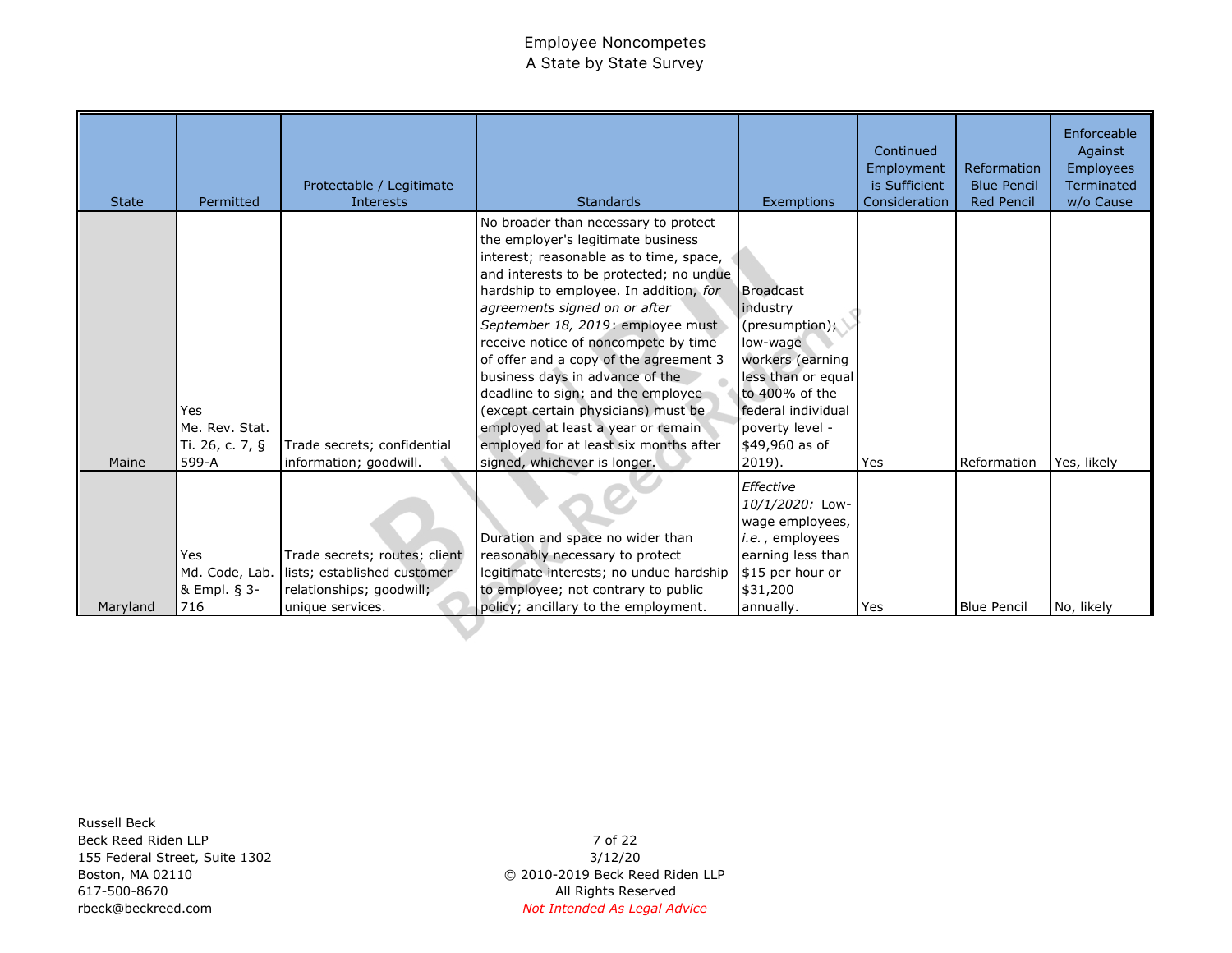| State | Permitted | Protectable / Legitimate Interests | Standards | Exemptions | Continued Employment is Sufficient Consideration | Reformation Blue Pencil Red Pencil | Enforceable Against Employees Terminated w/o Cause |
|---|---|---|---|---|---|---|---|
| Maine | Yes Me. Rev. Stat. Ti. 26, c. 7, § 599-A | Trade secrets; confidential information; goodwill. | No broader than necessary to protect the employer's legitimate business interest; reasonable as to time, space, and interests to be protected; no undue hardship to employee. In addition, *for agreements signed on or after September 18, 2019*: employee must receive notice of noncompete by time of offer and a copy of the agreement 3 business days in advance of the deadline to sign; and the employee (except certain physicians) must be employed at least a year or remain employed for at least six months after signed, whichever is longer. | Broadcast industry (presumption); low-wage workers (earning less than or equal to 400% of the federal individual poverty level - $49,960 as of 2019). | Yes | Reformation | Yes, likely |
| Maryland | Yes Md. Code, Lab. & Empl. § 3-716 | Trade secrets; routes; client lists; established customer relationships; goodwill; unique services. | Duration and space no wider than reasonably necessary to protect legitimate interests; no undue hardship to employee; not contrary to public policy; ancillary to the employment. | *Effective 10/1/2020:* Low-wage employees, *i.e.*, employees earning less than $15 per hour or $31,200 annually. | Yes | Blue Pencil | No, likely |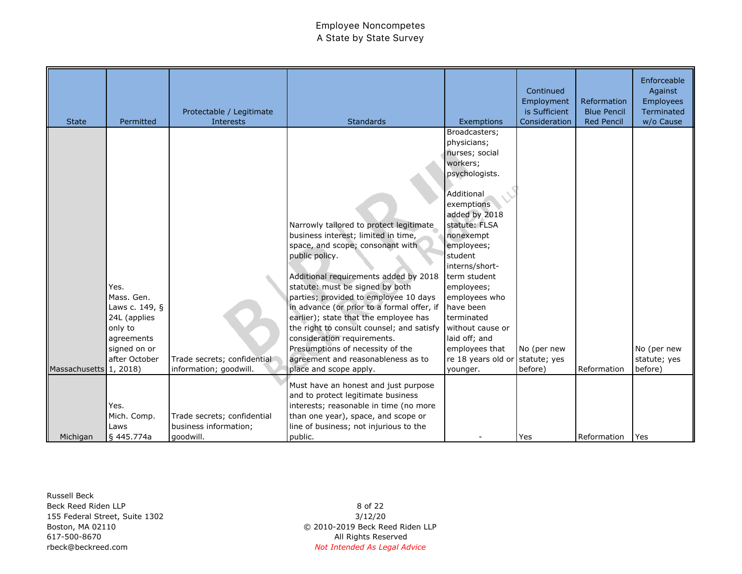| State | Permitted | Protectable / Legitimate Interests | Standards | Exemptions | Continued Employment is Sufficient Consideration | Reformation Blue Pencil Red Pencil | Enforceable Against Employees Terminated w/o Cause |
|---|---|---|---|---|---|---|---|
| Massachusetts | Yes. Mass. Gen. Laws c. 149, § 24L (applies only to agreements signed on or after October 1, 2018) | Trade secrets; confidential information; goodwill. | Narrowly tailored to protect legitimate business interest; limited in time, space, and scope; consonant with public policy.<br><br>Additional requirements added by 2018 statute: must be signed by both parties; provided to employee 10 days in advance (or prior to a formal offer, if earlier); state that the employee has the right to consult counsel; and satisfy consideration requirements. Presumptions of necessity of the agreement and reasonableness as to place and scope apply. | Broadcasters; physicians; nurses; social workers; psychologists.<br><br>Additional exemptions added by 2018 statute: FLSA nonexempt employees; student interns/short-term student employees; employees who have been terminated without cause or laid off; and employees that re 18 years old or younger. | No (per new statute; yes before) | Reformation | No (per new statute; yes before) |
| Michigan | Yes. Mich. Comp. Laws § 445.774a | Trade secrets; confidential business information; goodwill. | Must have an honest and just purpose and to protect legitimate business interests; reasonable in time (no more than one year), space, and scope or line of business; not injurious to the public. | - | Yes | Reformation | Yes |

Russell Beck
Beck Reed Riden LLP
155 Federal Street, Suite 1302
Boston, MA 02110
617-500-8670
rbeck@beckreed.com

3/12/20
© 2010-2019 Beck Reed Riden LLP
All Rights Reserved
*Not Intended As Legal Advice*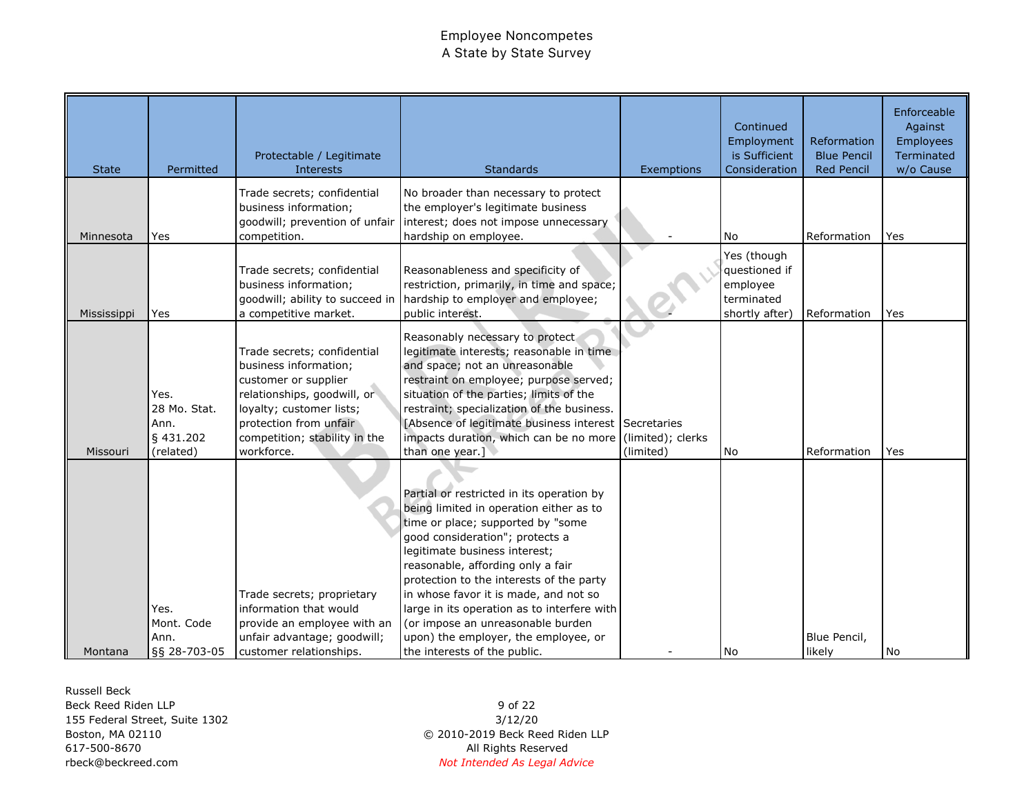| State | Permitted | Protectable / Legitimate Interests | Standards | Exemptions | Continued Employment is Sufficient Consideration | Reformation Blue Pencil Red Pencil | Enforceable Against Employees Terminated w/o Cause |
|---|---|---|---|---|---|---|---|
| Minnesota | Yes | Trade secrets; confidential business information; goodwill; prevention of unfair competition. | No broader than necessary to protect the employer's legitimate business interest; does not impose unnecessary hardship on employee. | - | No | Reformation | Yes |
| Mississippi | Yes | Trade secrets; confidential business information; goodwill; ability to succeed in a competitive market. | Reasonableness and specificity of restriction, primarily, in time and space; hardship to employer and employee; public interest. | - | Yes (though questioned if employee terminated shortly after) | Reformation | Yes |
| Missouri | Yes. 28 Mo. Stat. Ann. § 431.202 (related) | Trade secrets; confidential business information; customer or supplier relationships, goodwill, or loyalty; customer lists; protection from unfair competition; stability in the workforce. | Reasonably necessary to protect legitimate interests; reasonable in time and space; not an unreasonable restraint on employee; purpose served; situation of the parties; limits of the restraint; specialization of the business. [Absence of legitimate business interest impacts duration, which can be no more than one year.] | Secretaries (limited); clerks (limited) | No | Reformation | Yes |
| Montana | Yes. Mont. Code Ann. §§ 28-703-05 | Trade secrets; proprietary information that would provide an employee with an unfair advantage; goodwill; customer relationships. | Partial or restricted in its operation by being limited in operation either as to time or place; supported by "some good consideration"; protects a legitimate business interest; reasonable, affording only a fair protection to the interests of the party in whose favor it is made, and not so large in its operation as to interfere with (or impose an unreasonable burden upon) the employer, the employee, or the interests of the public. | - | No | Blue Pencil, likely | No |

Russell Beck
Beck Reed Riden LLP
155 Federal Street, Suite 1302
Boston, MA 02110
617-500-8670
rbeck@beckreed.com

3/12/20
© 2010-2019 Beck Reed Riden LLP
All Rights Reserved
*Not Intended As Legal Advice*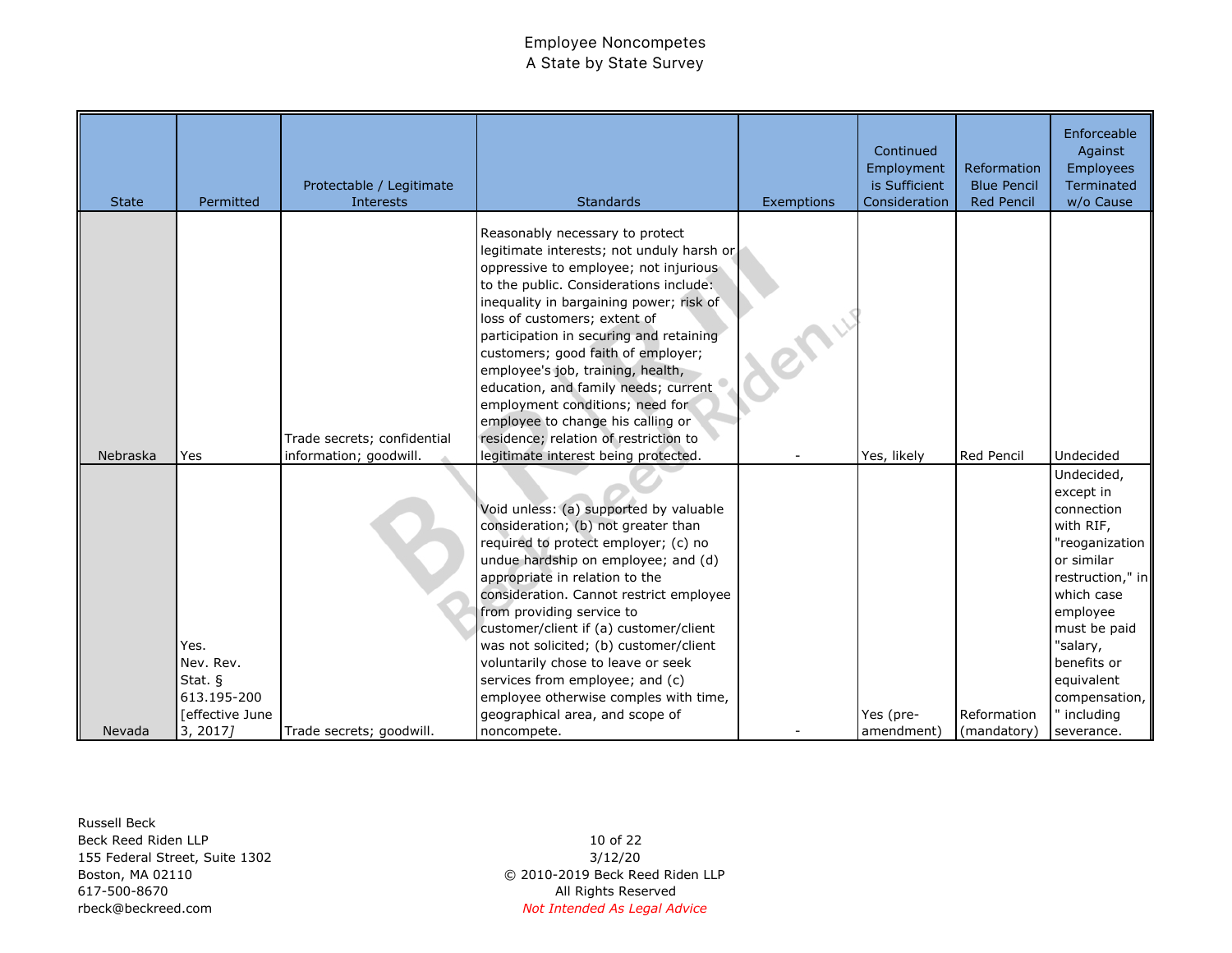| State | Permitted | Protectable / Legitimate Interests | Standards | Exemptions | Continued Employment is Sufficient Consideration | Reformation Blue Pencil Red Pencil | Enforceable Against Employees Terminated w/o Cause |
|---|---|---|---|---|---|---|---|
| Nebraska | Yes | Trade secrets; confidential information; goodwill. | Reasonably necessary to protect legitimate interests; not unduly harsh or oppressive to employee; not injurious to the public. Considerations include: inequality in bargaining power; risk of loss of customers; extent of participation in securing and retaining customers; good faith of employer; employee's job, training, health, education, and family needs; current employment conditions; need for employee to change his calling or residence; relation of restriction to legitimate interest being protected. | - | Yes, likely | Red Pencil | Undecided |
| Nevada | Yes. Nev. Rev. Stat. § 613.195-200 [effective June 3, 2017] | Trade secrets; goodwill. | Void unless: (a) supported by valuable consideration; (b) not greater than required to protect employer; (c) no undue hardship on employee; and (d) appropriate in relation to the consideration. Cannot restrict employee from providing service to customer/client if (a) customer/client was not solicited; (b) customer/client voluntarily chose to leave or seek services from employee; and (c) employee otherwise complies with time, geographical area, and scope of noncompete. | - | Yes (pre-amendment) | Reformation (mandatory) | Undecided, except in connection with RIF, "reoganization or similar restruction," in which case employee must be paid "salary, benefits or equivalent compensation," including severance. |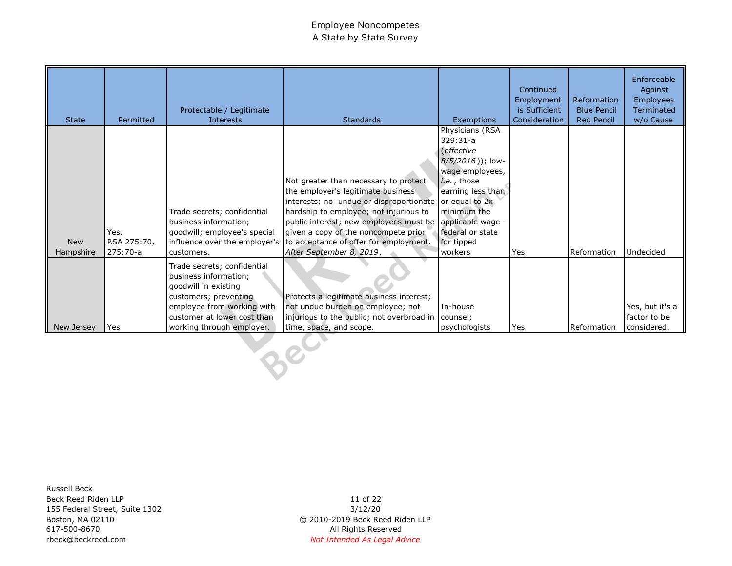Employee Noncompetes
A State by State Survey

| State | Permitted | Protectable / Legitimate Interests | Standards | Exemptions | Continued Employment is Sufficient Consideration | Reformation Blue Pencil Red Pencil | Enforceable Against Employees Terminated w/o Cause |
|---|---|---|---|---|---|---|---|
| New Hampshire | Yes. RSA 275:70, 275:70-a | Trade secrets; confidential business information; goodwill; employee's special influence over the employer's customers. | Not greater than necessary to protect the employer's legitimate business interests; no undue or disproportionate hardship to employee; not injurious to public interest; new employees must be given a copy of the noncompete prior to acceptance of offer for employment. *After September 8, 2019*, | Physicians (RSA 329:31-a (*effective 8/5/2016*)); low-wage employees, *i.e.*, those earning less than or equal to 2x minimum the applicable wage - federal or state for tipped workers | Yes | Reformation | Undecided |
| New Jersey | Yes | Trade secrets; confidential business information; goodwill in existing customers; preventing employee from working with customer at lower cost than working through employer. | Protects a legitimate business interest; not undue burden on employee; not injurious to the public; not overbroad in time, space, and scope. | In-house counsel; psychologists | Yes | Reformation | Yes, but it's a factor to be considered. |

Russell Beck
Beck Reed Riden LLP
155 Federal Street, Suite 1302
Boston, MA 02110
617-500-8670
rbeck@beckreed.com

3/12/20
© 2010-2019 Beck Reed Riden LLP
All Rights Reserved
*Not Intended As Legal Advice*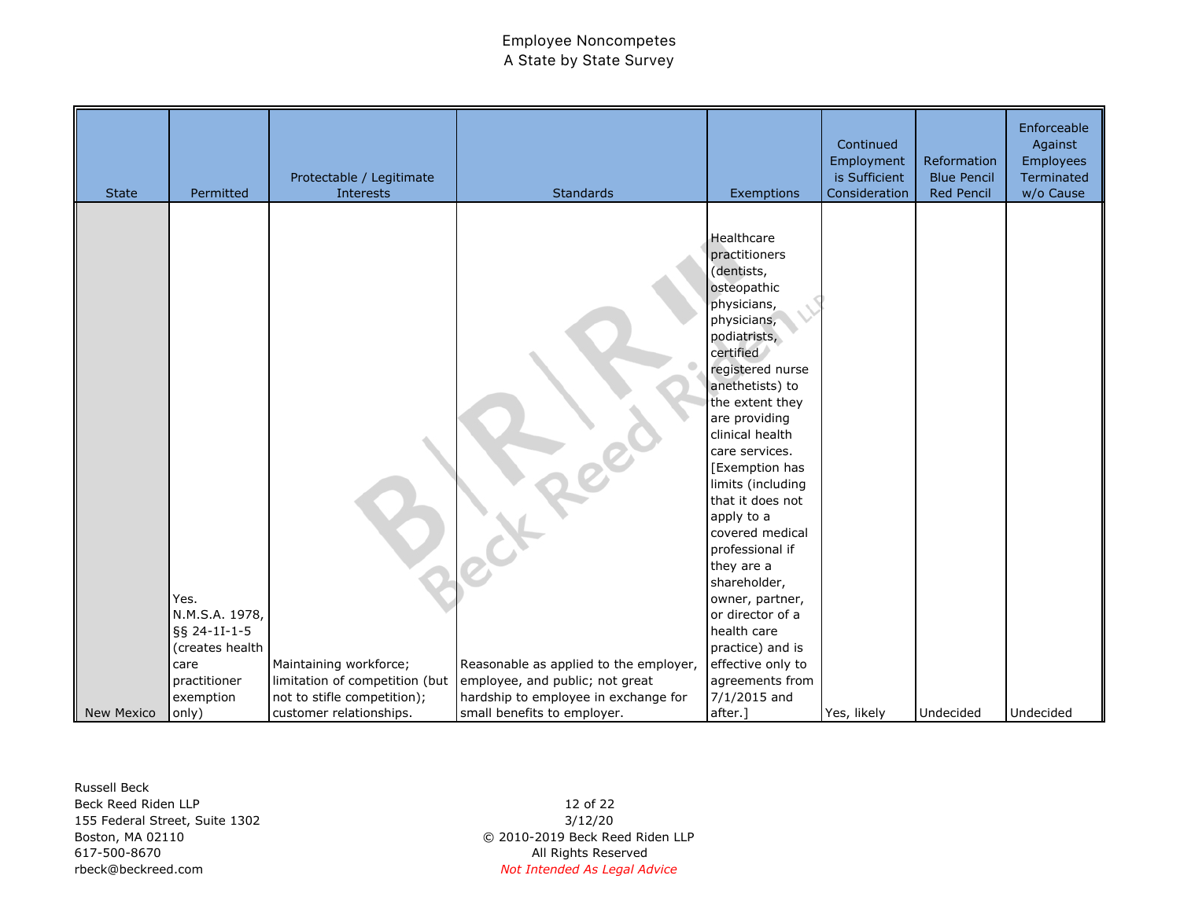| State | Permitted | Protectable / Legitimate Interests | Standards | Exemptions | Continued Employment is Sufficient Consideration | Reformation Blue Pencil Red Pencil | Enforceable Against Employees Terminated w/o Cause |
|---|---|---|---|---|---|---|---|
| New Mexico | Yes. N.M.S.A. 1978, §§ 24-1I-1-5 (creates health care practitioner exemption only) | Maintaining workforce; limitation of competition (but not to stifle competition); customer relationships. | Reasonable as applied to the employer, employee, and public; not great hardship to employee in exchange for small benefits to employer. | Healthcare practitioners (dentists, osteopathic physicians, physicians, podiatrists, certified registered nurse anethetists) to the extent they are providing clinical health care services. [Exemption has limits (including that it does not apply to a covered medical professional if they are a shareholder, owner, partner, or director of a health care practice) and is effective only to agreements from 7/1/2015 and after.] | Yes, likely | Undecided | Undecided |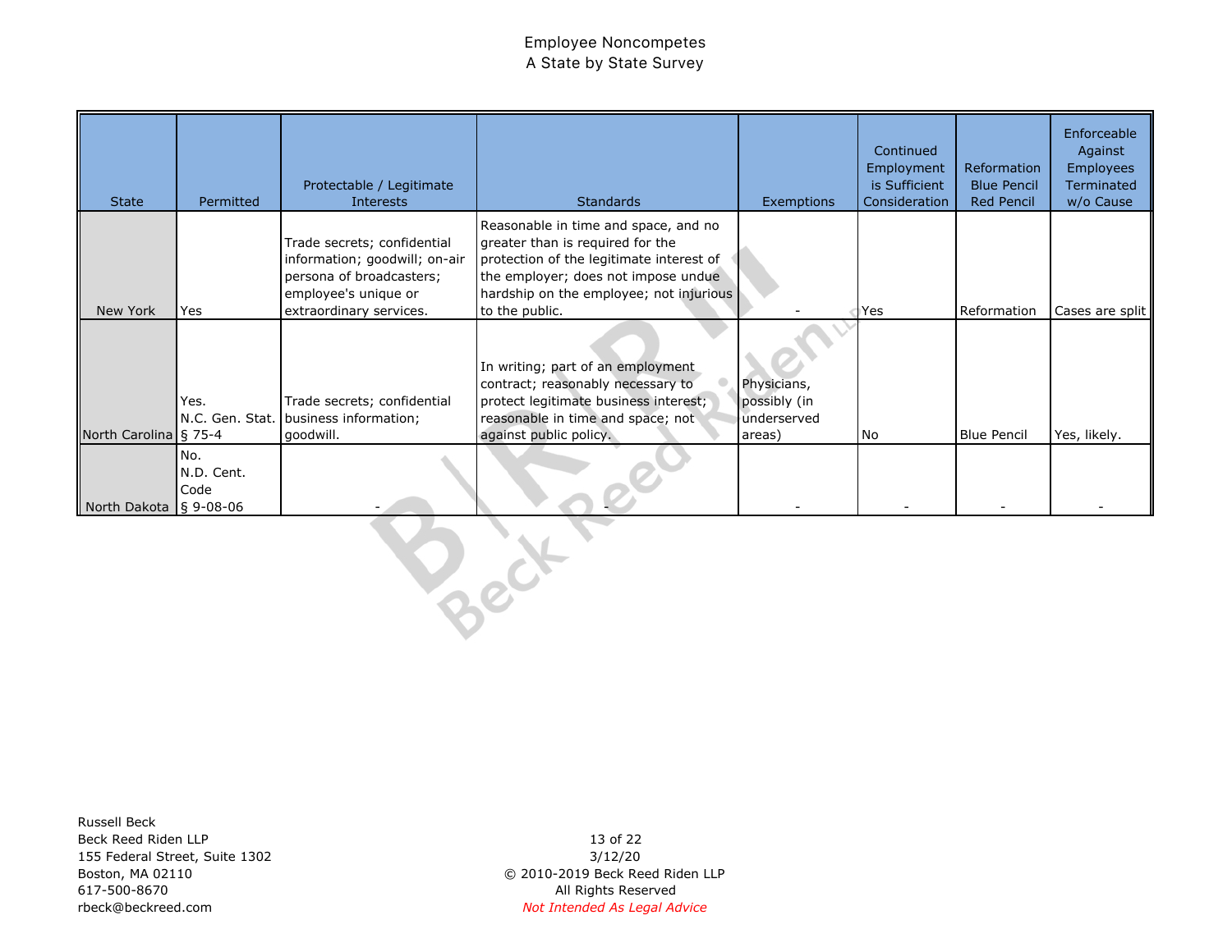Employee Noncompetes
A State by State Survey

| State | Permitted | Protectable / Legitimate Interests | Standards | Exemptions | Continued Employment is Sufficient Consideration | Reformation Blue Pencil Red Pencil | Enforceable Against Employees Terminated w/o Cause |
|---|---|---|---|---|---|---|---|
| New York | Yes | Trade secrets; confidential information; goodwill; on-air persona of broadcasters; employee's unique or extraordinary services. | Reasonable in time and space, and no greater than is required for the protection of the legitimate interest of the employer; does not impose undue hardship on the employee; not injurious to the public. | - | Yes | Reformation | Cases are split |
| North Carolina | Yes. N.C. Gen. Stat. § 75-4 | Trade secrets; confidential business information; goodwill. | In writing; part of an employment contract; reasonably necessary to protect legitimate business interest; reasonable in time and space; not against public policy. | Physicians, possibly (in underserved areas) | No | Blue Pencil | Yes, likely. |
| North Dakota | No. N.D. Cent. Code § 9-08-06 | - | - | - | - | - | - |

Russell Beck
Beck Reed Riden LLP
155 Federal Street, Suite 1302
Boston, MA 02110
617-500-8670
rbeck@beckreed.com

3/12/20
© 2010-2019 Beck Reed Riden LLP
All Rights Reserved
*Not Intended As Legal Advice*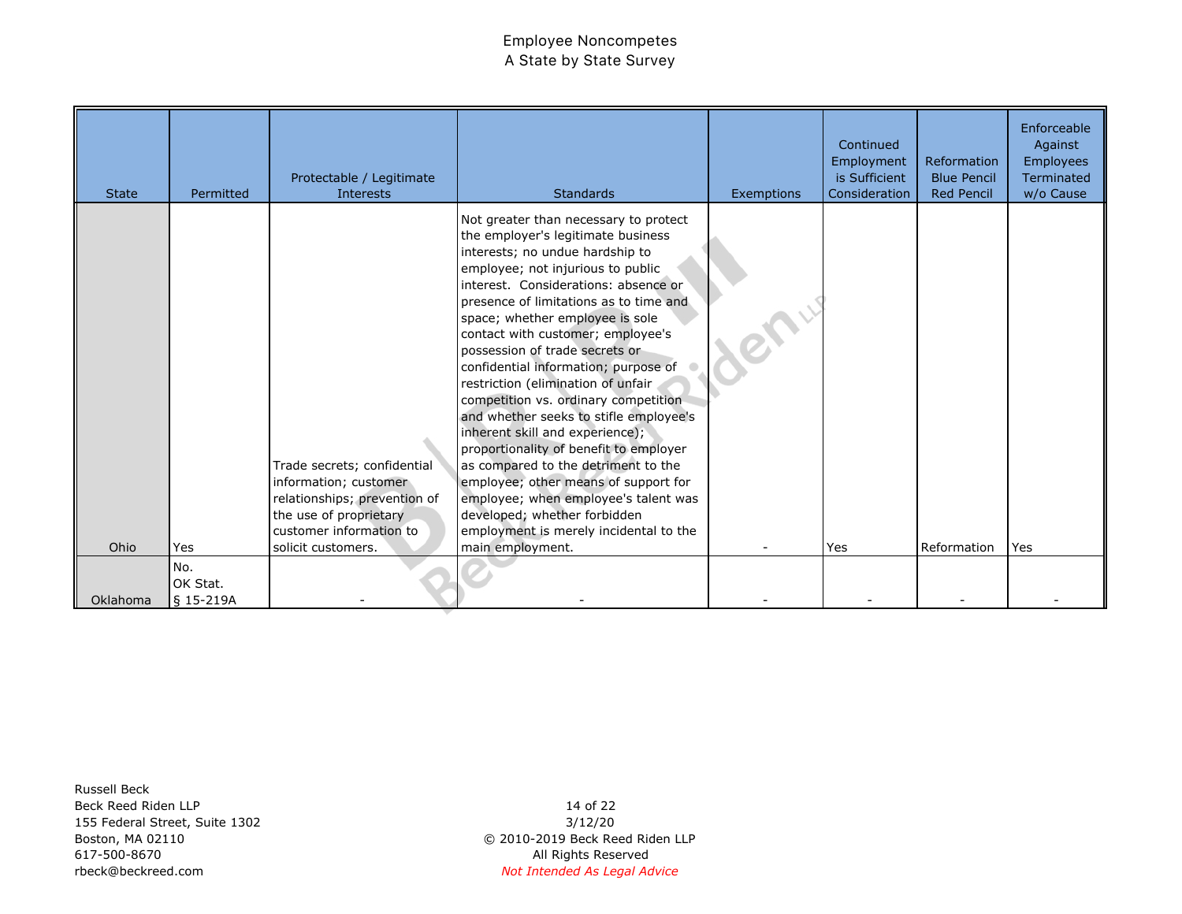| State | Permitted | Protectable / Legitimate Interests | Standards | Exemptions | Continued Employment is Sufficient Consideration | Reformation Blue Pencil Red Pencil | Enforceable Against Employees Terminated w/o Cause |
|---|---|---|---|---|---|---|---|
| Ohio | Yes | Trade secrets; confidential information; customer relationships; prevention of the use of proprietary customer information to solicit customers. | Not greater than necessary to protect the employer's legitimate business interests; no undue hardship to employee; not injurious to public interest. Considerations: absence or presence of limitations as to time and space; whether employee is sole contact with customer; employee's possession of trade secrets or confidential information; purpose of restriction (elimination of unfair competition vs. ordinary competition and whether seeks to stifle employee's inherent skill and experience); proportionality of benefit to employer as compared to the detriment to the employee; other means of support for employee; when employee's talent was developed; whether forbidden employment is merely incidental to the main employment. | - | Yes | Reformation | Yes |
| Oklahoma | No. OK Stat. § 15-219A | - | - | - | - | - | - |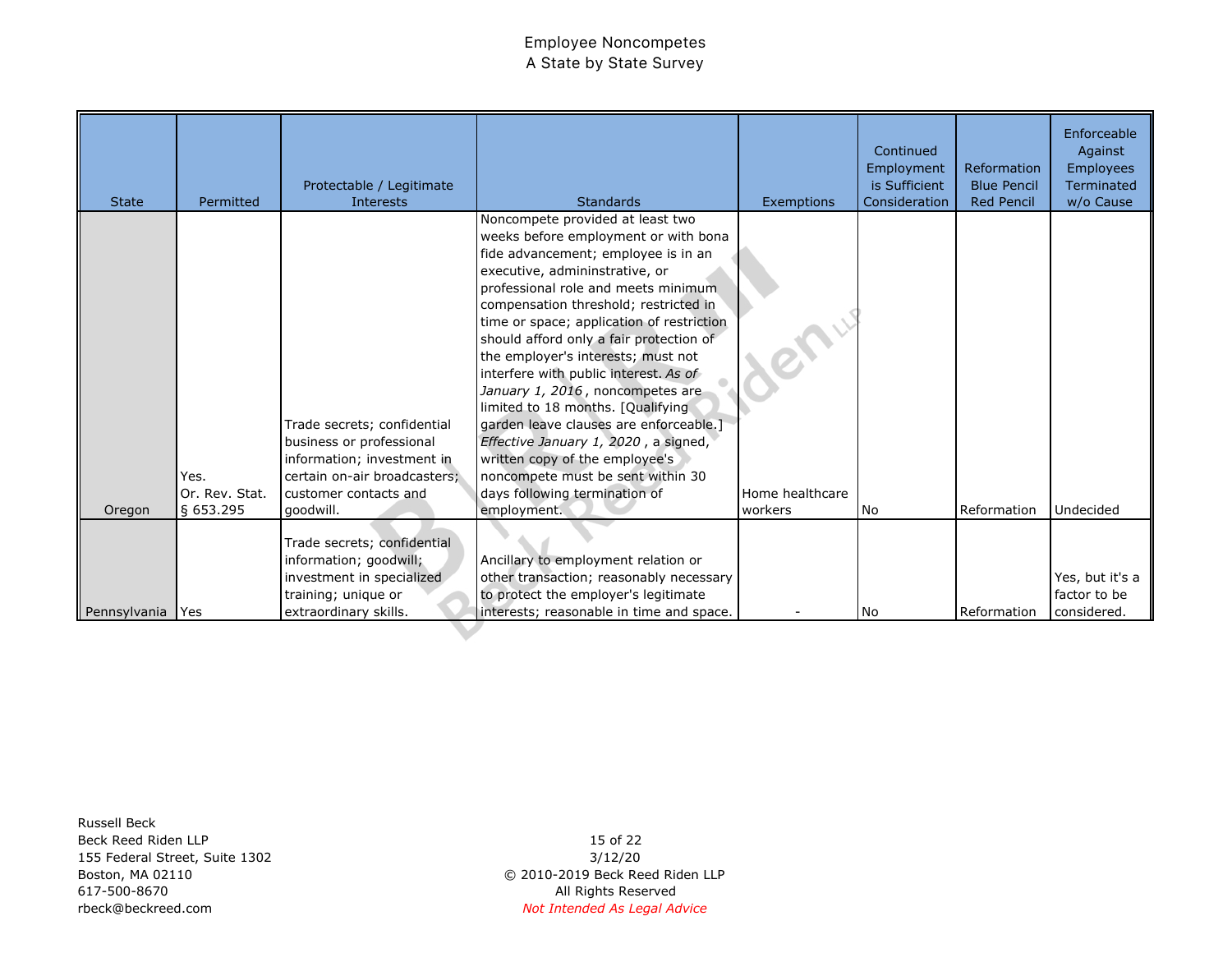# Employee Noncompetes
## A State by State Survey

| State | Permitted | Protectable / Legitimate Interests | Standards | Exemptions | Continued Employment is Sufficient Consideration | Reformation Blue Pencil Red Pencil | Enforceable Against Employees Terminated w/o Cause |
|---|---|---|---|---|---|---|---|
| Oregon | Yes. Or. Rev. Stat. § 653.295 | Trade secrets; confidential business or professional information; investment in certain on-air broadcasters; customer contacts and goodwill. | Noncompete provided at least two weeks before employment or with bona fide advancement; employee is in an admininstrative, or professional role and meets minimum compensation threshold; restricted in time or space; application of restriction should afford only a fair protection of the employer's interests; must not interfere with public interest. *As of January 1, 2016*, noncompetes are limited to 18 months. [Qualifying garden leave clauses are enforceable.] *Effective January 1, 2020*, a signed, written copy of the employee's noncompete must be sent within 30 days following termination of employment. | Home healthcare workers | No | Reformation | Undecided |
| Pennsylvania | Yes | Trade secrets; confidential information; goodwill; investment in specialized training; unique or extraordinary skills. | Ancillary to employment relation or other transaction; reasonably necessary to protect the employer's legitimate interests; reasonable in time and space. | - | No | Reformation | Yes, but it's a factor to be considered. |

Russell Beck
Beck Reed Riden LLP
155 Federal Street, Suite 1302
Boston, MA 02110
617-500-8670
rbeck@beckreed.com

3/12/20
© 2010-2019 Beck Reed Riden LLP
All Rights Reserved
*Not Intended As Legal Advice*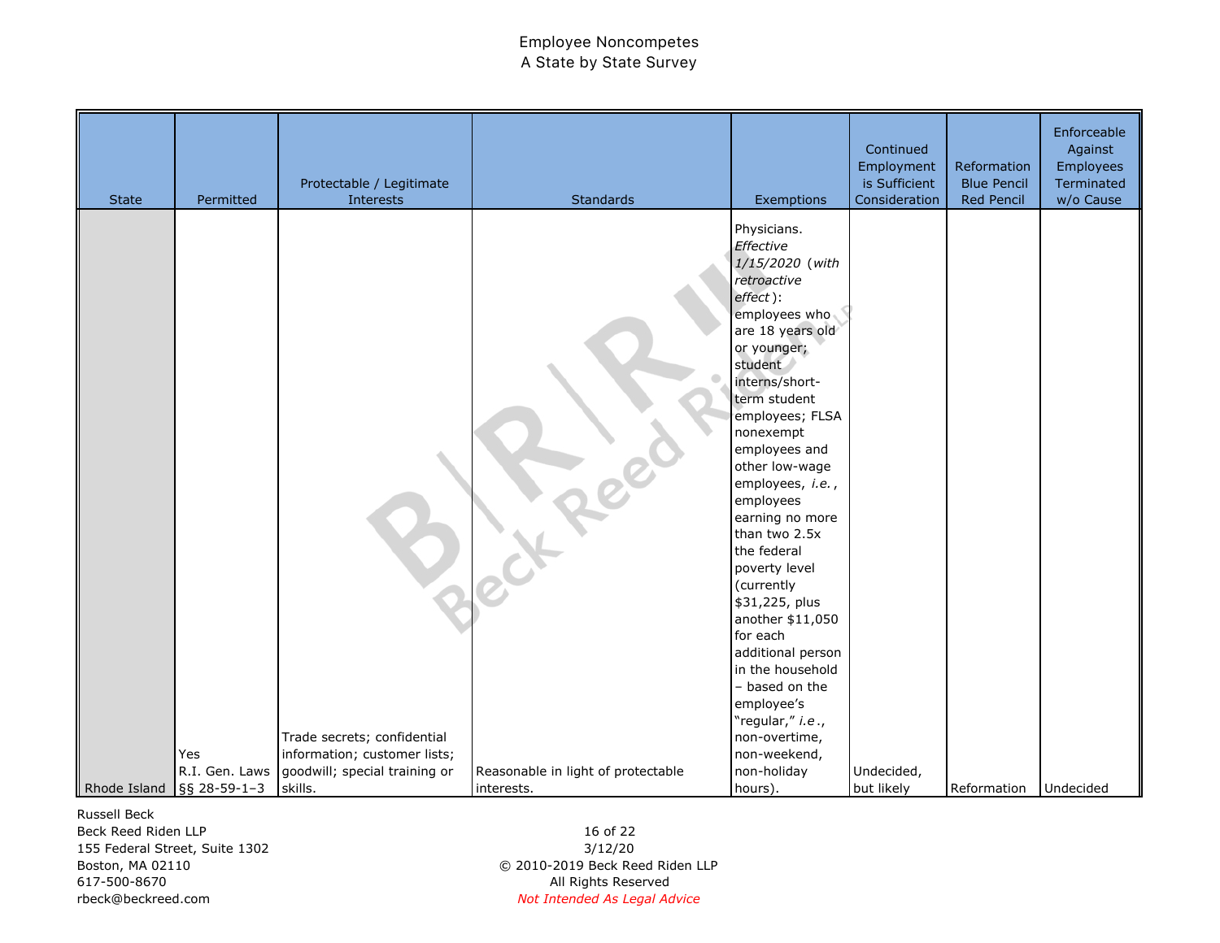| State | Permitted | Protectable / Legitimate Interests | Standards | Exemptions | Continued Employment is Sufficient Consideration | Reformation Blue Pencil Red Pencil | Enforceable Against Employees Terminated w/o Cause |
|---|---|---|---|---|---|---|---|
| Rhode Island | Yes R.I. Gen. Laws §§ 28-59-1–3 | Trade secrets; confidential information; customer lists; goodwill; special training or skills. | Reasonable in light of protectable interests. | Physicians. *Effective 1/15/2020* (*with retroactive effect*): employees who are 18 years old or younger; student interns/short-term student employees; FLSA nonexempt employees and other low-wage employees, *i.e.*, employees earning no more than two 2.5x the federal poverty level (currently $31,225, plus another $11,050 for each additional person in the household – based on the employee's "regular," *i.e.*, non-overtime, non-weekend, non-holiday hours). | Undecided, but likely | Reformation | Undecided |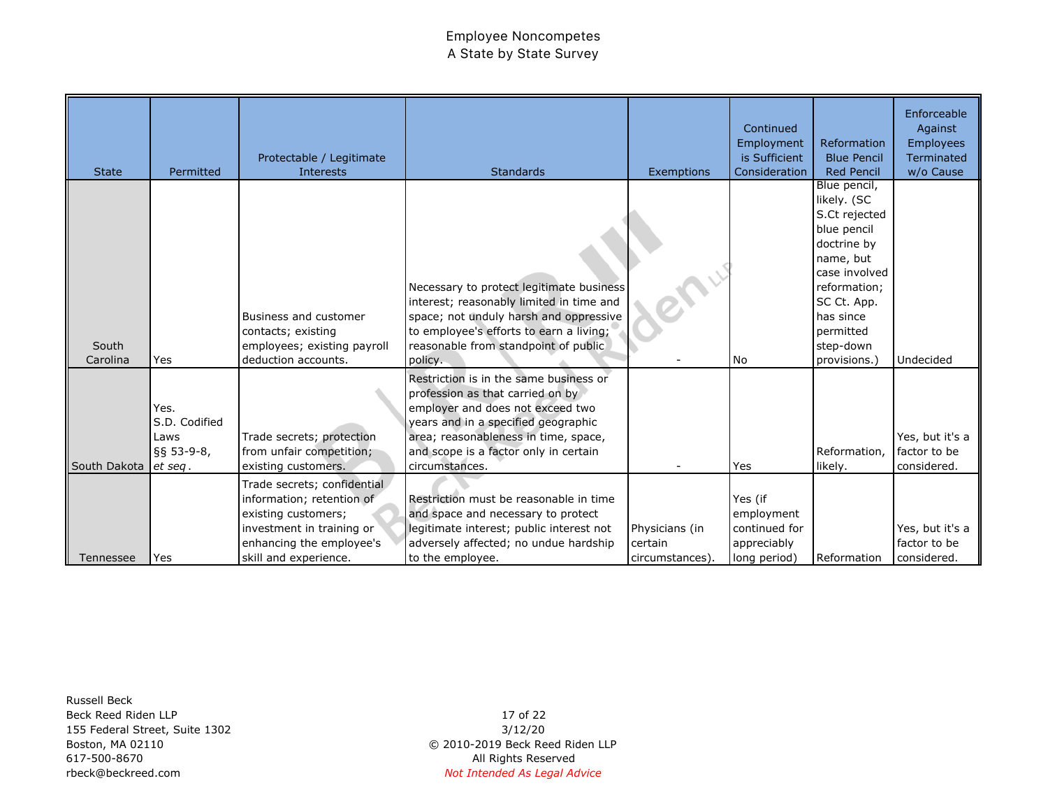Employee Noncompetes
A State by State Survey

| State | Permitted | Protectable / Legitimate Interests | Standards | Exemptions | Continued Employment is Sufficient Consideration | Reformation Blue Pencil Red Pencil | Enforceable Against Employees Terminated w/o Cause |
|---|---|---|---|---|---|---|---|
| South Carolina | Yes | Business and customer contacts; existing employees; existing payroll deduction accounts. | Necessary to protect legitimate business interest; reasonably limited in time and space; not unduly harsh and oppressive to employee's efforts to earn a living; reasonable from standpoint of public policy. | - | No | Blue pencil, likely. (SC S.Ct rejected blue pencil doctrine by name, but case involved reformation; SC Ct. App. has since permitted step-down provisions.) | Undecided |
| South Dakota | Yes. S.D. Codified Laws §§ 53-9-8, *et seq*. | Trade secrets; protection from unfair competition; existing customers. | Restriction is in the same business or profession as that carried on by employer and does not exceed two years and in a specified geographic area; reasonableness in time, space, and scope is a factor only in certain circumstances. | - | Yes | Reformation, likely. | Yes, but it's a factor to be considered. |
| Tennessee | Yes | Trade secrets; confidential information; retention of existing customers; investment in training or enhancing the employee's skill and experience. | Restriction must be reasonable in time and space and necessary to protect legitimate interest; public interest not adversely affected; no undue hardship to the employee. | Physicians (in certain circumstances). | Yes (if employment continued for appreciably long period) | Reformation | Yes, but it's a factor to be considered. |

Russell Beck
Beck Reed Riden LLP
155 Federal Street, Suite 1302
Boston, MA 02110
617-500-8670
rbeck@beckreed.com

3/12/20
© 2010-2019 Beck Reed Riden LLP
All Rights Reserved
*Not Intended As Legal Advice*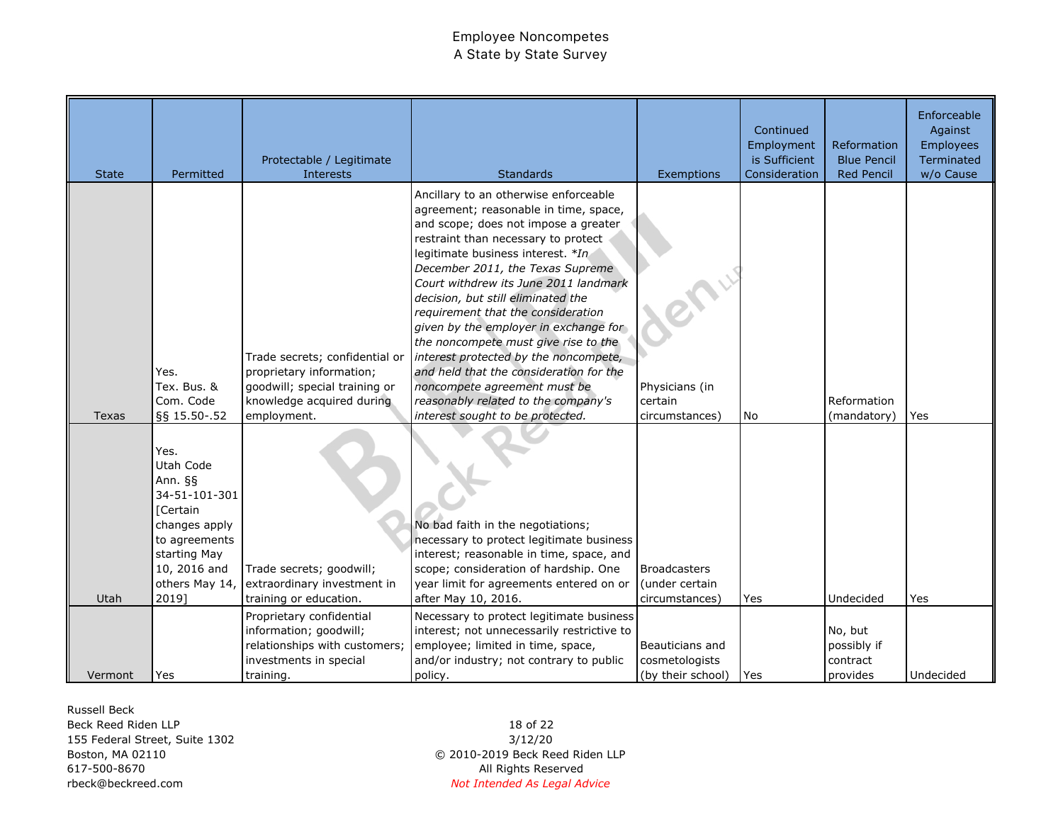| State | Permitted | Protectable / Legitimate Interests | Standards | Exemptions | Continued Employment is Sufficient Consideration | Reformation Blue Pencil Red Pencil | Enforceable Against Employees Terminated w/o Cause |
|---|---|---|---|---|---|---|---|
| Texas | Yes. Tex. Bus. & Com. Code §§ 15.50-.52 | Trade secrets; confidential or proprietary information; goodwill; special training or knowledge acquired during employment. | Ancillary to an otherwise enforceable agreement; reasonable in time, space, and scope; does not impose a greater restraint than necessary to protect legitimate business interest. *\*In December 2011, the Texas Supreme Court withdrew its June 2011 landmark decision, but still eliminated the requirement that the consideration given by the employer in exchange for the noncompete must give rise to the interest protected by the noncompete, and held that the consideration for the noncompete agreement must be reasonably related to the company's interest sought to be protected.* | Physicians (in certain circumstances) | No | Reformation (mandatory) | Yes |
| Utah | Yes. Utah Code Ann. §§ 34-51-101-301 [Certain changes apply to agreements starting May 10, 2016 and others May 14, 2019] | Trade secrets; goodwill; extraordinary investment in training or education. | No bad faith in the negotiations; necessary to protect legitimate business interest; reasonable in time, space, and scope; consideration of hardship. One year limit for agreements entered on or after May 10, 2016. | Broadcasters (under certain circumstances) | Yes | Undecided | Yes |
| Vermont | Yes | Proprietary confidential information; goodwill; relationships with customers; investments in special training. | Necessary to protect legitimate business interest; not unnecessarily restrictive to employee; limited in time, space, and/or industry; not contrary to public policy. | Beauticians and cosmetologists (by their school) | Yes | No, but possibly if contract provides | Undecided |

Russell Beck
Beck Reed Riden LLP
155 Federal Street, Suite 1302
Boston, MA 02110
617-500-8670
rbeck@beckreed.com

3/12/20
© 2010-2019 Beck Reed Riden LLP
All Rights Reserved
*Not Intended As Legal Advice*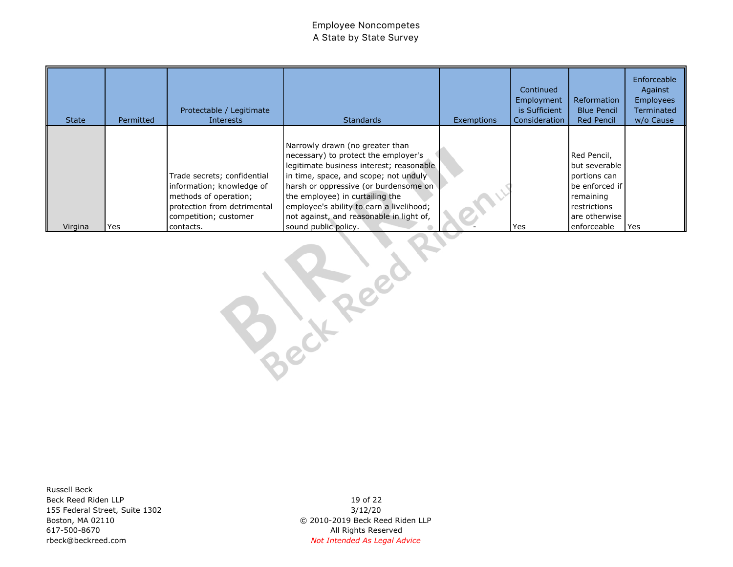Employee Noncompetes
A State by State Survey

| State | Permitted | Protectable / Legitimate Interests | Standards | Exemptions | Continued Employment is Sufficient Consideration | Reformation Blue Pencil Red Pencil | Enforceable Against Employees Terminated w/o Cause |
|---|---|---|---|---|---|---|---|
| Virgina | Yes | Trade secrets; confidential information; knowledge of methods of operation; protection from detrimental competition; customer contacts. | Narrowly drawn (no greater than necessary) to protect the employer's legitimate business interest; reasonable in time, space, and scope; not unduly harsh or oppressive (or burdensome on the employee) in curtailing the employee's ability to earn a livelihood; not against, and reasonable in light of, sound public policy. | - | Yes | Red Pencil, but severable portions can be enforced if remaining restrictions are otherwise enforceable | Yes |

Russell Beck
Beck Reed Riden LLP
155 Federal Street, Suite 1302
Boston, MA 02110
617-500-8670
rbeck@beckreed.com

3/12/20
© 2010-2019 Beck Reed Riden LLP
All Rights Reserved
*Not Intended As Legal Advice*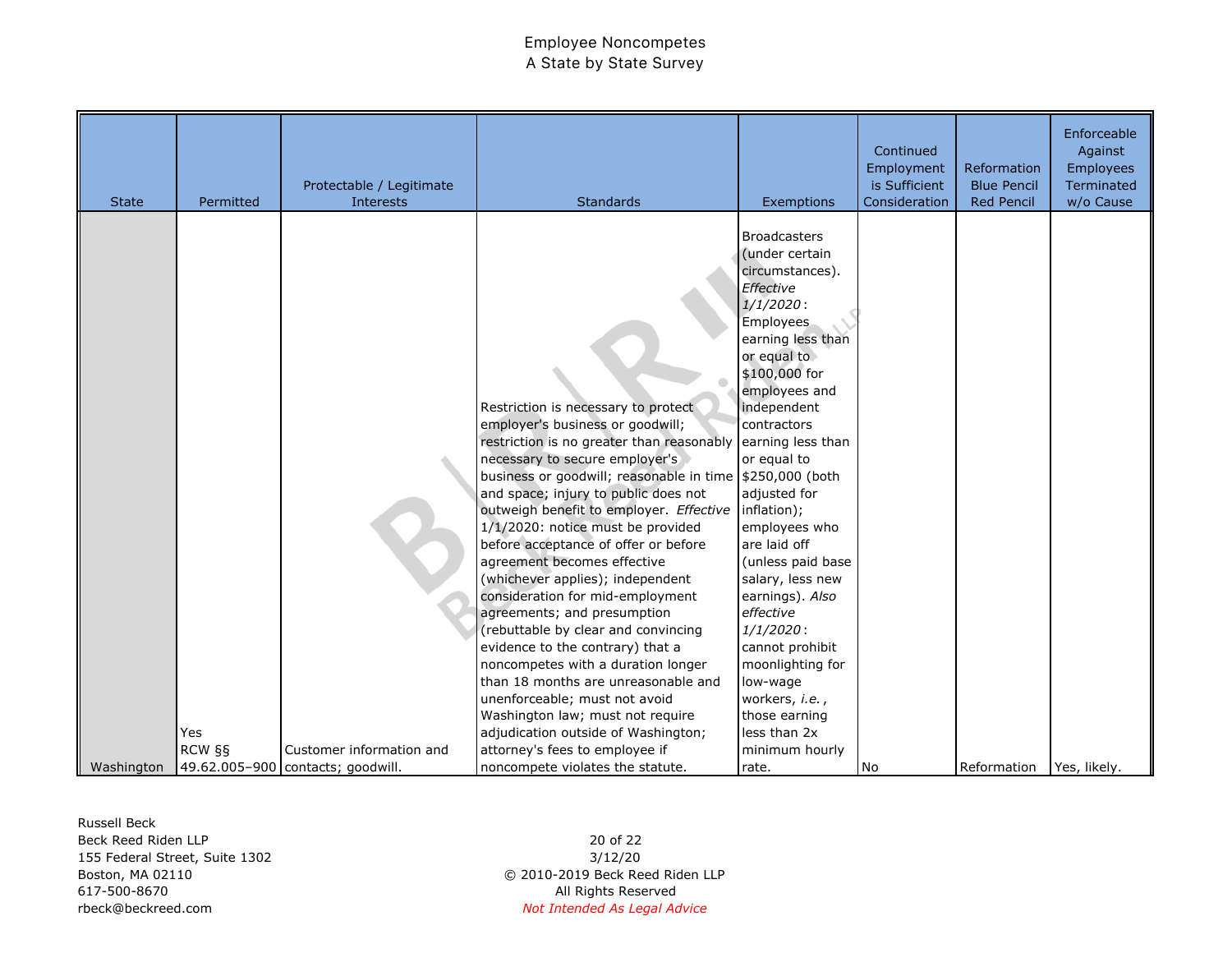# Employee Noncompetes
## A State by State Survey

| State | Permitted | Protectable / Legitimate Interests | Standards | Exemptions | Continued Employment is Sufficient Consideration | Reformation Blue Pencil Red Pencil | Enforceable Against Employees Terminated w/o Cause |
|---|---|---|---|---|---|---|---|
| Washington | Yes RCW §§ 49.62.005–900 | Customer information and contacts; goodwill. | Restriction is necessary to protect employer's business or goodwill; restriction is no greater than reasonably necessary to secure employer's business or goodwill; reasonable in time and space; injury to public does not outweigh benefit to employer. *Effective* 1/1/2020: notice must be provided before acceptance of offer or before agreement becomes effective (whichever applies); independent consideration for mid-employment agreements; and presumption (rebuttable by clear and convincing evidence to the contrary) that a noncompetes with a duration longer than 18 months are unreasonable and unenforceable; must not avoid Washington law; must not require adjudication outside of Washington; attorney's fees to employee if noncompete violates the statute. | Broadcasters (under certain circumstances). *Effective 1/1/2020*: Employees earning less than or equal to $100,000 for employees and independent contractors earning less than or equal to $250,000 (both adjusted for inflation); employees who are laid off (unless paid base salary, less new earnings). *Also effective 1/1/2020*: cannot prohibit moonlighting for low-wage workers, *i.e.*, those earning less than 2x minimum hourly rate. | No | Reformation | Yes, likely. |

Russell Beck
Beck Reed Riden LLP
155 Federal Street, Suite 1302
Boston, MA 02110
617-500-8670
rbeck@beckreed.com

3/12/20
© 2010-2019 Beck Reed Riden LLP
All Rights Reserved
*Not Intended As Legal Advice*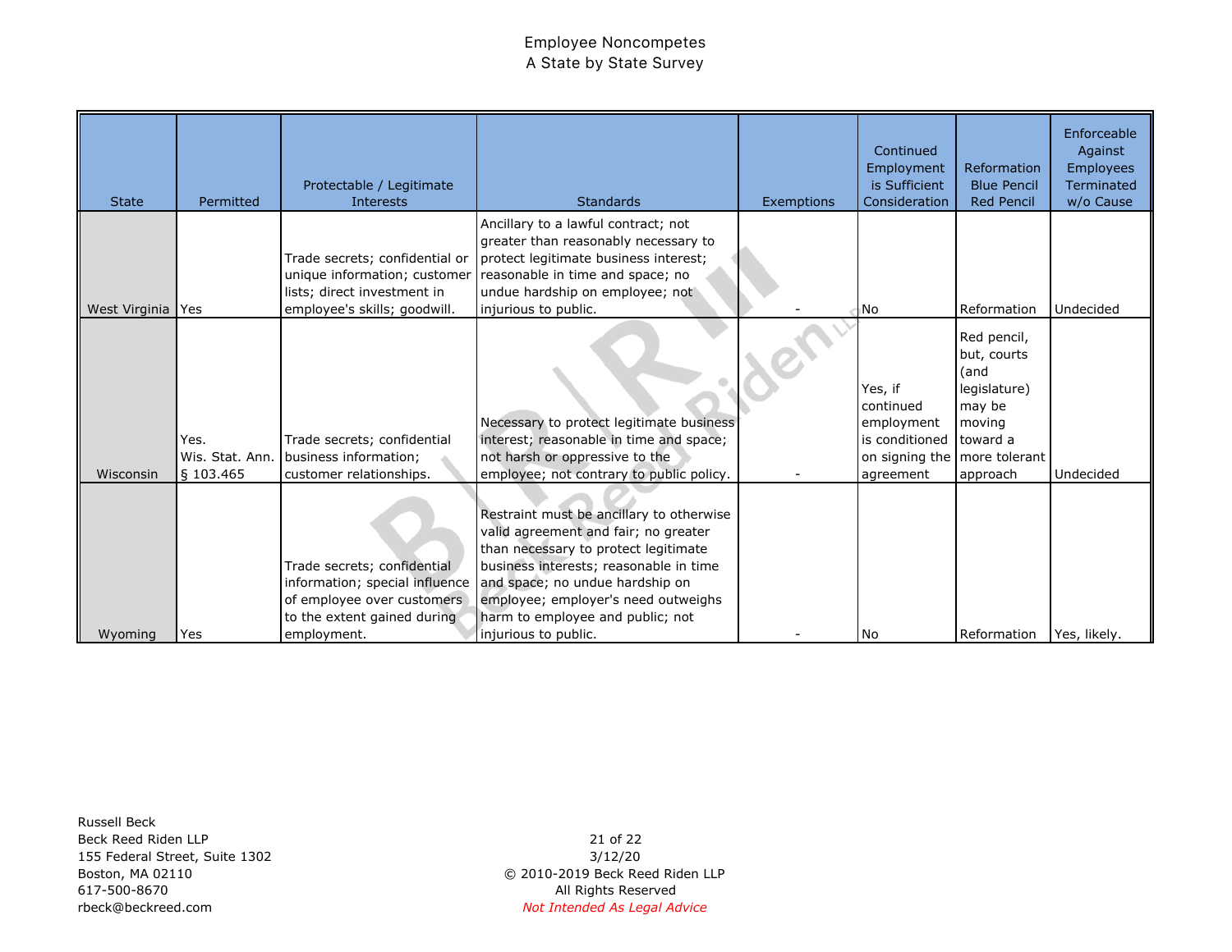Employee Noncompetes
A State by State Survey

| State | Permitted | Protectable / Legitimate Interests | Standards | Exemptions | Continued Employment is Sufficient Consideration | Reformation Blue Pencil Red Pencil | Enforceable Against Employees Terminated w/o Cause |
|---|---|---|---|---|---|---|---|
| West Virginia | Yes | Trade secrets; confidential or unique information; customer lists; direct investment in employee's skills; goodwill. | Ancillary to a lawful contract; not greater than reasonably necessary to protect legitimate business interest; reasonable in time and space; no undue hardship on employee; not injurious to public. | - | No | Reformation | Undecided |
| Wisconsin | Yes. Wis. Stat. Ann. § 103.465 | Trade secrets; confidential business information; customer relationships. | Necessary to protect legitimate business interest; reasonable in time and space; not harsh or oppressive to the employee; not contrary to public policy. | - | Yes, if continued employment is conditioned on signing the agreement | Red pencil, but, courts (and legislature) may be moving toward a more tolerant approach | Undecided |
| Wyoming | Yes | Trade secrets; confidential information; special influence of employee over customers to the extent gained during employment. | Restraint must be ancillary to otherwise valid agreement and fair; no greater than necessary to protect legitimate business interests; reasonable in time and space; no undue hardship on employee; employer's need outweighs harm to employee and public; not injurious to public. | - | No | Reformation | Yes, likely. |

Russell Beck
Beck Reed Riden LLP
155 Federal Street, Suite 1302
Boston, MA 02110
617-500-8670
rbeck@beckreed.com

3/12/20
© 2010-2019 Beck Reed Riden LLP
All Rights Reserved
*Not Intended As Legal Advice*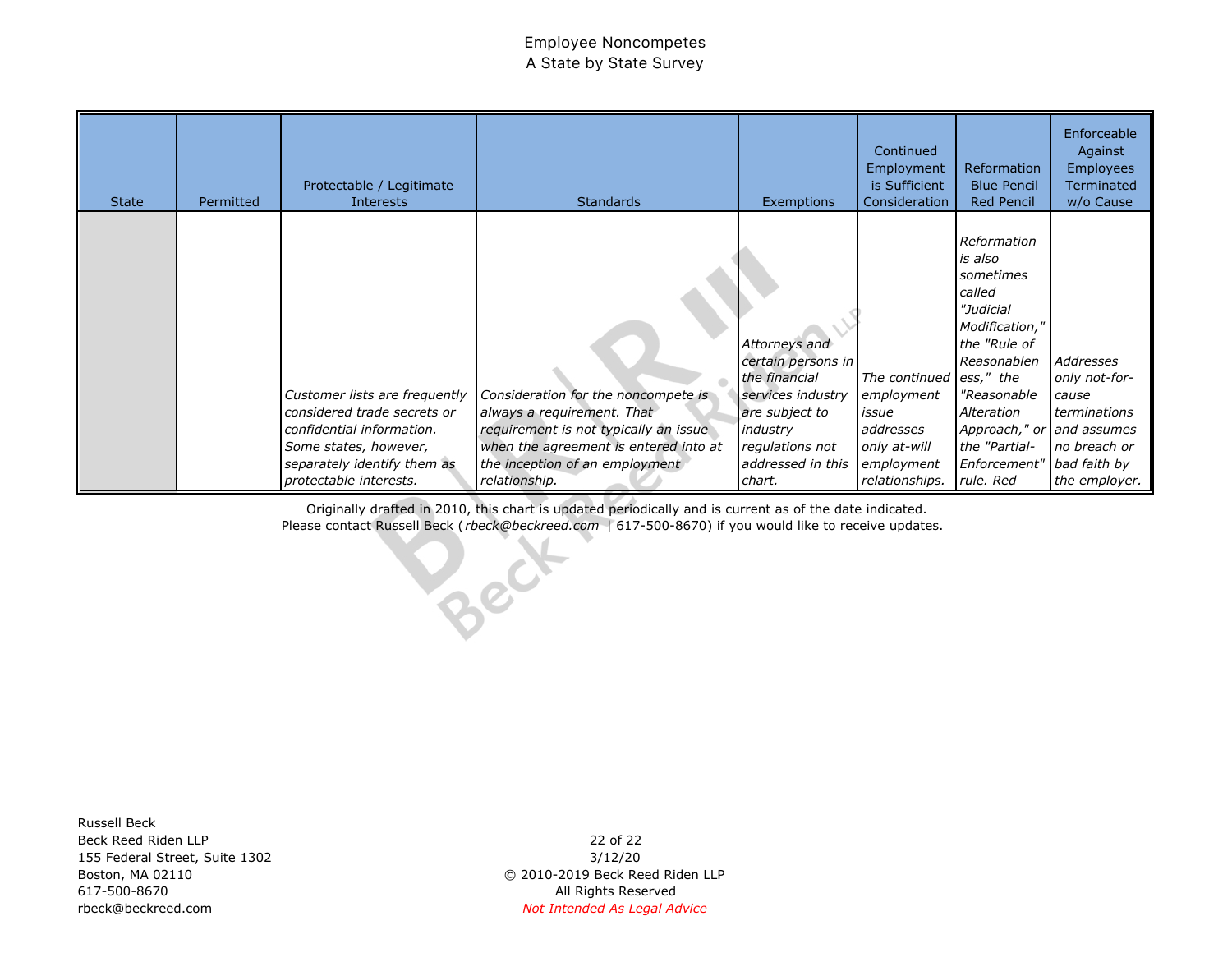| State | Permitted | Protectable / Legitimate Interests | Standards | Exemptions | Continued Employment is Sufficient Consideration | Reformation Blue Pencil Red Pencil | Enforceable Against Employees Terminated w/o Cause |
|---|---|---|---|---|---|---|---|
| | | *Customer lists are frequently considered trade secrets or confidential information. Some states, however, separately identify them as protectable interests.* | *Consideration for the noncompete is always a requirement. That requirement is not typically an issue when the agreement is entered into at the inception of an employment relationship.* | *Attorneys and certain persons in the financial services industry are subject to industry regulations not addressed in this chart.* | *The continued employment issue addresses only at-will employment relationships.* | *Reformation is also sometimes called "Judicial Modification," the "Rule of Reasonableness," the "Reasonable Alteration Approach," or the "Partial-Enforcement" rule. Red* | *Addresses only not-for-cause terminations and assumes no breach or bad faith by the employer.* |

Originally drafted in 2010, this chart is updated periodically and is current as of the date indicated.
Please contact Russell Beck (*rbeck@beckreed.com* | 617-500-8670) if you would like to receive updates.

Russell Beck
Beck Reed Riden LLP
155 Federal Street, Suite 1302
Boston, MA 02110
617-500-8670
rbeck@beckreed.com

3/12/20
© 2010-2019 Beck Reed Riden LLP
All Rights Reserved
*Not Intended As Legal Advice*